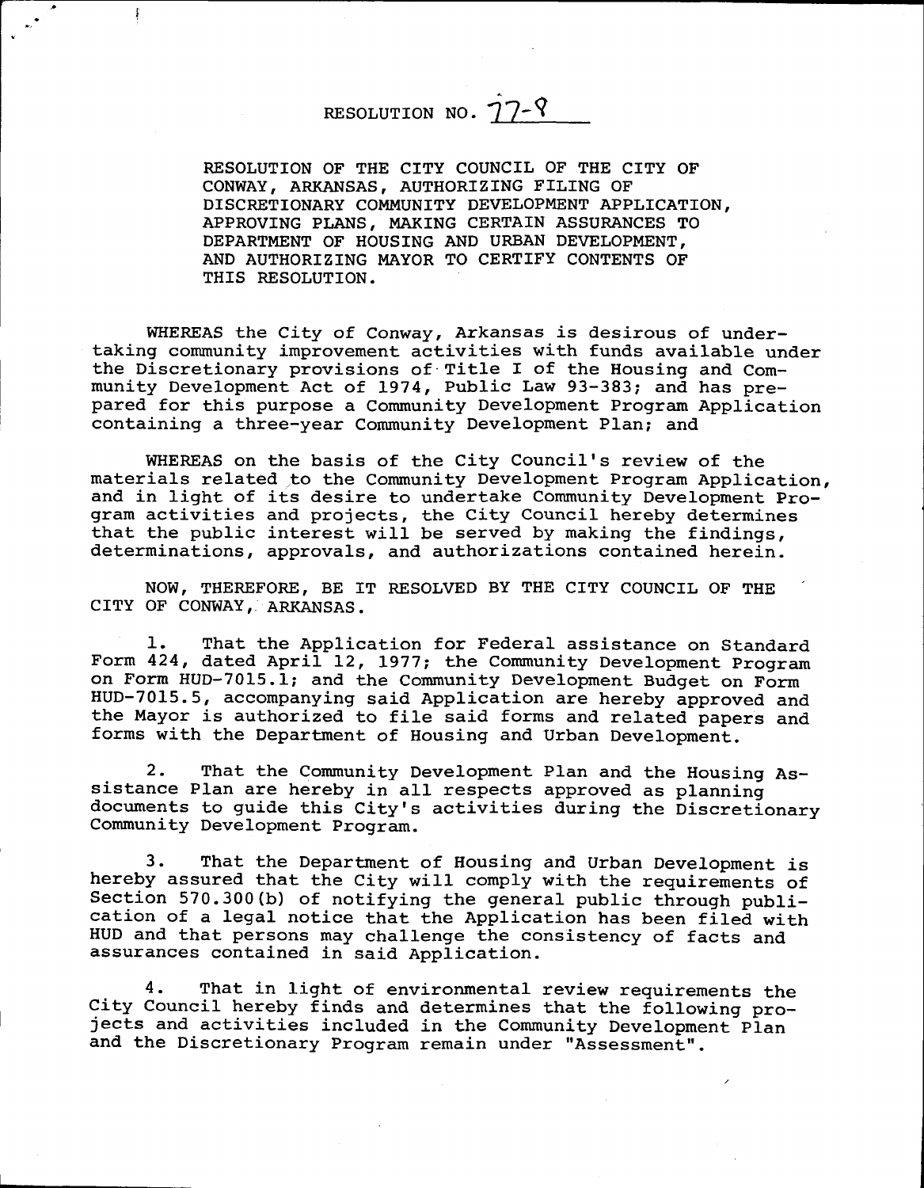# RESOLUTION NO. 77-8

RESOLUTION OF THE CITY COUNCIL OF THE CITY OF CONWAY, ARKANSAS, AUTHORIZING FILING OF DISCRETIONARY COMMUNITY DEVELOPMENT APPLICATION, APPROVING PLANS, MAKING CERTAIN ASSURANCES TO DEPARTMENT OF HOUSING AND URBAN DEVELOPMENT, AND AUTHORIZING MAYOR TO CERTIFY CONTENTS OF THIS RESOLUTION.

WHEREAS the City of Conway, Arkansas is desirous of undertaking community improvement activities with funds available under the Discretionary provisions of Title I of the Housing and Community Development Act of 1974, Public Law 93-383; and has prepared for this purpose a Community Development Program Application containing a three-year Community Development Plan; and

WHEREAS on the basis of the City Council's review of the materials related to the Community Development Program Application, and in light of its desire to undertake Community Development Program activities and projects, the City Council hereby determines that the public interest will be served by making the findings, determinations, approvals, and authorizations contained herein.

NOW, THEREFORE, BE IT RESOLVED BY THE CITY COUNCIL OF THE CITY OF CONWAY, ARKANSAS.

1. That the Application for Federal assistance on Standard Form 424, dated April 12, 1977; the Community Development Program on Form HUD-7015.1; and the Community Development Budget on Form HUD-7015.5, accompanying said Application are hereby approved and the Mayor is authorized to file said forms and related papers and forms with the Department of Housing and Urban Development.

2. That the Community Development Plan and the Housing Assistance Plan are hereby in all respects approved as planning documents to guide this City's activities during the Discretionary Community Development Program.

3. That the Department of Housing and Urban Development is hereby assured that the City will comply with the requirements of Section 570.300(b) of notifying the general public through publication of a legal notice that the Application has been filed with HUD and that persons may challenge the consistency of facts and assurances contained in said Application.

4. That in light of environmental review requirements the City Council hereby finds and determines that the following projects and activities included in the Community Development Plan and the Discretionary Program remain under "Assessment".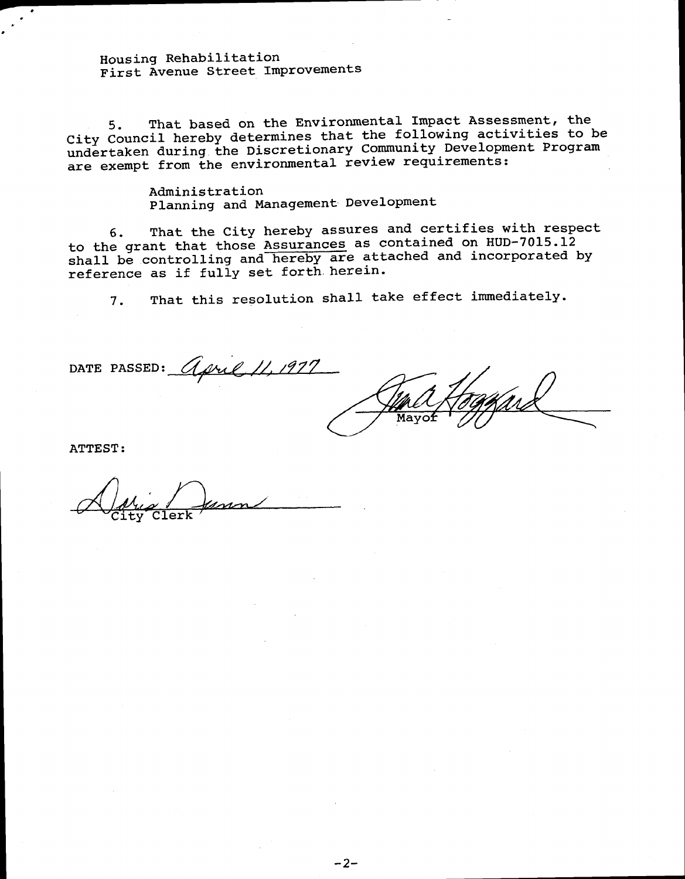Housing Rehabilitation
First Avenue Street Improvements

5. That based on the Environmental Impact Assessment, the City Council hereby determines that the following activities to be undertaken during the Discretionary Community Development Program are exempt from the environmental review requirements:

Administration
Planning and Management Development

6. That the City hereby assures and certifies with respect to the grant that those Assurances as contained on HUD-7015.12 shall be controlling and hereby are attached and incorporated by reference as if fully set forth herein.

7. That this resolution shall take effect immediately.

DATE PASSED: April 11, 1977

Mayor

ATTEST:

City Clerk